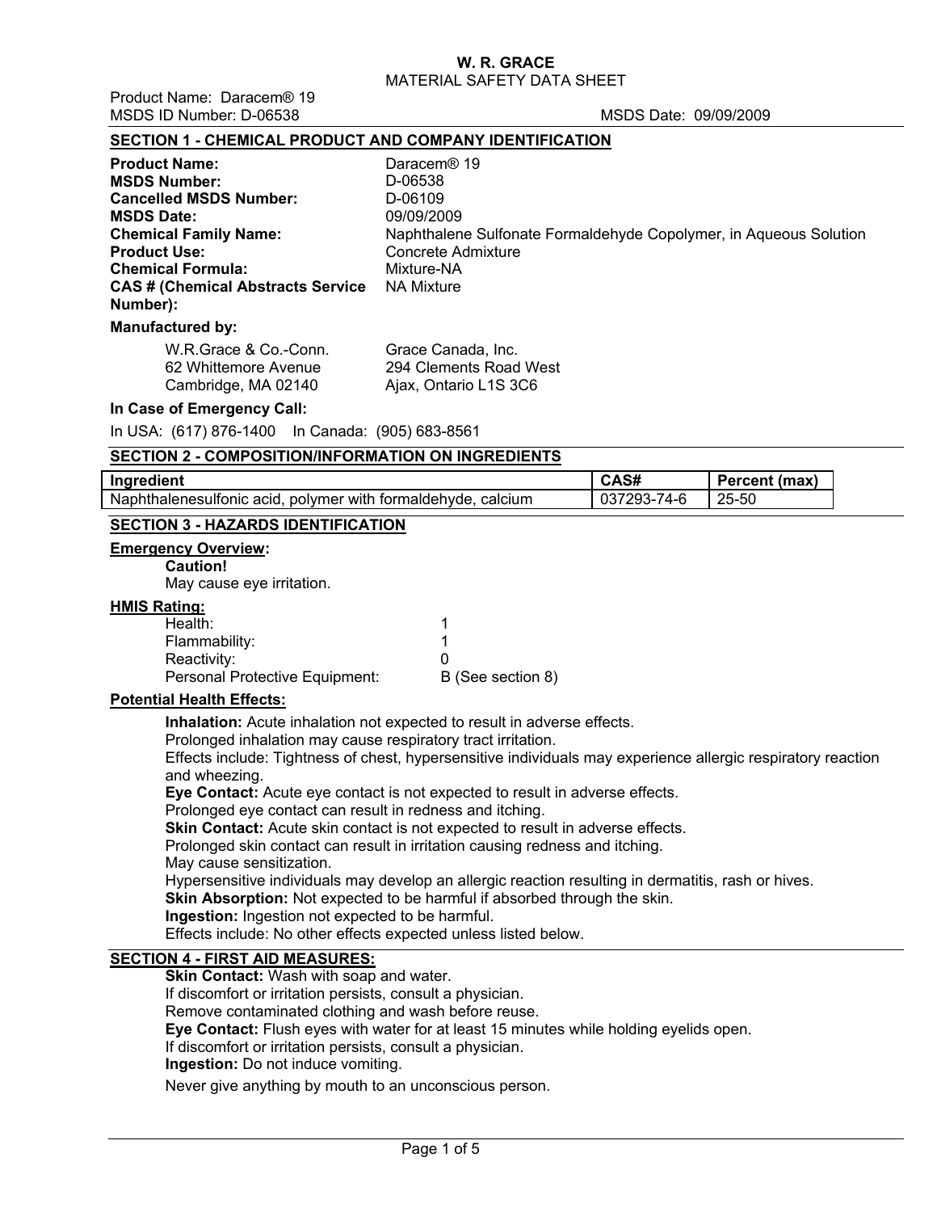**W. R. GRACE**
MATERIAL SAFETY DATA SHEET

Product Name: Daracem® 19
MSDS ID Number: D-06538
MSDS Date: 09/09/2009

## SECTION 1 - CHEMICAL PRODUCT AND COMPANY IDENTIFICATION

**Product Name:** Daracem® 19
**MSDS Number:** D-06538
**Cancelled MSDS Number:** D-06109
**MSDS Date:** 09/09/2009
**Chemical Family Name:** Naphthalene Sulfonate Formaldehyde Copolymer, in Aqueous Solution
**Product Use:** Concrete Admixture
**Chemical Formula:** Mixture-NA
**CAS # (Chemical Abstracts Service Number):** NA Mixture

**Manufactured by:**

W.R.Grace & Co.-Conn.
62 Whittemore Avenue
Cambridge, MA 02140

Grace Canada, Inc.
294 Clements Road West
Ajax, Ontario L1S 3C6

**In Case of Emergency Call:**

In USA: (617) 876-1400 In Canada: (905) 683-8561

## SECTION 2 - COMPOSITION/INFORMATION ON INGREDIENTS

| Ingredient | CAS# | Percent (max) |
|---|---|---|
| Naphthalenesulfonic acid, polymer with formaldehyde, calcium | 037293-74-6 | 25-50 |

## SECTION 3 - HAZARDS IDENTIFICATION

**Emergency Overview:**

**Caution!**
May cause eye irritation.

**HMIS Rating:**

| | |
|---|---|
| Health: | 1 |
| Flammability: | 1 |
| Reactivity: | 0 |
| Personal Protective Equipment: | B (See section 8) |

**Potential Health Effects:**

**Inhalation:** Acute inhalation not expected to result in adverse effects.
Prolonged inhalation may cause respiratory tract irritation.
Effects include: Tightness of chest, hypersensitive individuals may experience allergic respiratory reaction and wheezing.
**Eye Contact:** Acute eye contact is not expected to result in adverse effects.
Prolonged eye contact can result in redness and itching.
**Skin Contact:** Acute skin contact is not expected to result in adverse effects.
Prolonged skin contact can result in irritation causing redness and itching.
May cause sensitization.
Hypersensitive individuals may develop an allergic reaction resulting in dermatitis, rash or hives.
**Skin Absorption:** Not expected to be harmful if absorbed through the skin.
**Ingestion:** Ingestion not expected to be harmful.
Effects include: No other effects expected unless listed below.

## SECTION 4 - FIRST AID MEASURES:

**Skin Contact:** Wash with soap and water.
If discomfort or irritation persists, consult a physician.
Remove contaminated clothing and wash before reuse.
**Eye Contact:** Flush eyes with water for at least 15 minutes while holding eyelids open.
If discomfort or irritation persists, consult a physician.
**Ingestion:** Do not induce vomiting.

Never give anything by mouth to an unconscious person.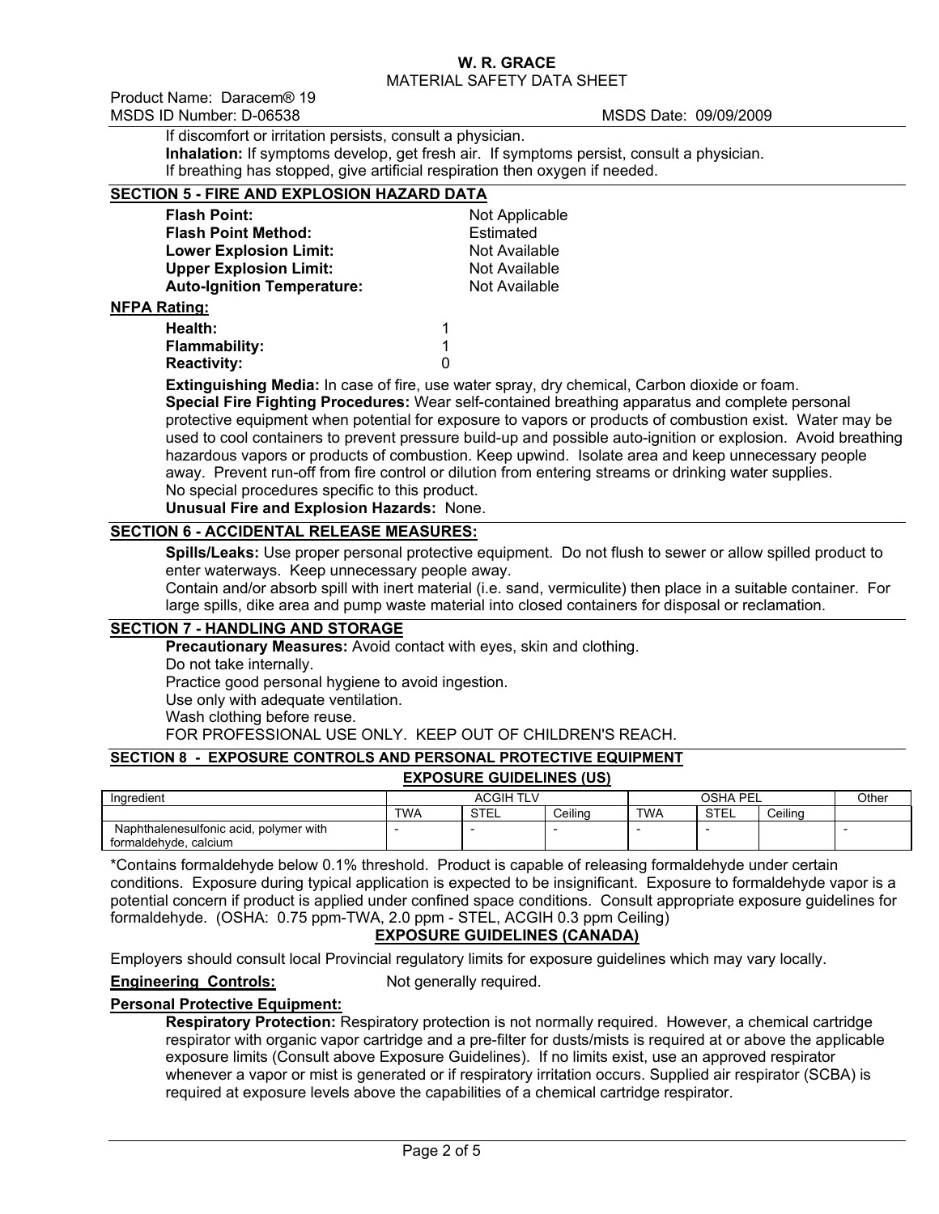If discomfort or irritation persists, consult a physician.

**Inhalation:** If symptoms develop, get fresh air. If symptoms persist, consult a physician. If breathing has stopped, give artificial respiration then oxygen if needed.

## SECTION 5 - FIRE AND EXPLOSION HAZARD DATA

**Flash Point:** Not Applicable
**Flash Point Method:** Estimated
**Lower Explosion Limit:** Not Available
**Upper Explosion Limit:** Not Available
**Auto-Ignition Temperature:** Not Available

**NFPA Rating:**

**Health:** 1
**Flammability:** 1
**Reactivity:** 0

**Extinguishing Media:** In case of fire, use water spray, dry chemical, Carbon dioxide or foam.

**Special Fire Fighting Procedures:** Wear self-contained breathing apparatus and complete personal protective equipment when potential for exposure to vapors or products of combustion exist. Water may be used to cool containers to prevent pressure build-up and possible auto-ignition or explosion. Avoid breathing hazardous vapors or products of combustion. Keep upwind. Isolate area and keep unnecessary people away. Prevent run-off from fire control or dilution from entering streams or drinking water supplies. No special procedures specific to this product.

**Unusual Fire and Explosion Hazards:** None.

## SECTION 6 - ACCIDENTAL RELEASE MEASURES:

**Spills/Leaks:** Use proper personal protective equipment. Do not flush to sewer or allow spilled product to enter waterways. Keep unnecessary people away.
Contain and/or absorb spill with inert material (i.e. sand, vermiculite) then place in a suitable container. For large spills, dike area and pump waste material into closed containers for disposal or reclamation.

## SECTION 7 - HANDLING AND STORAGE

**Precautionary Measures:** Avoid contact with eyes, skin and clothing.
Do not take internally.
Practice good personal hygiene to avoid ingestion.
Use only with adequate ventilation.
Wash clothing before reuse.
FOR PROFESSIONAL USE ONLY. KEEP OUT OF CHILDREN'S REACH.

## SECTION 8 - EXPOSURE CONTROLS AND PERSONAL PROTECTIVE EQUIPMENT

### EXPOSURE GUIDELINES (US)

| Ingredient | ACGIH TLV | | | OSHA PEL | | | Other |
|---|---|---|---|---|---|---|---|
| | TWA | STEL | Ceiling | TWA | STEL | Ceiling | |
| Naphthalenesulfonic acid, polymer with formaldehyde, calcium | - | - | - | - | - | | - |

*Contains formaldehyde below 0.1% threshold. Product is capable of releasing formaldehyde under certain conditions. Exposure during typical application is expected to be insignificant. Exposure to formaldehyde vapor is a potential concern if product is applied under confined space conditions. Consult appropriate exposure guidelines for formaldehyde. (OSHA: 0.75 ppm-TWA, 2.0 ppm - STEL, ACGIH 0.3 ppm Ceiling)

### EXPOSURE GUIDELINES (CANADA)

Employers should consult local Provincial regulatory limits for exposure guidelines which may vary locally.

**Engineering Controls:** Not generally required.

**Personal Protective Equipment:**

**Respiratory Protection:** Respiratory protection is not normally required. However, a chemical cartridge respirator with organic vapor cartridge and a pre-filter for dusts/mists is required at or above the applicable exposure limits (Consult above Exposure Guidelines). If no limits exist, use an approved respirator whenever a vapor or mist is generated or if respiratory irritation occurs. Supplied air respirator (SCBA) is required at exposure levels above the capabilities of a chemical cartridge respirator.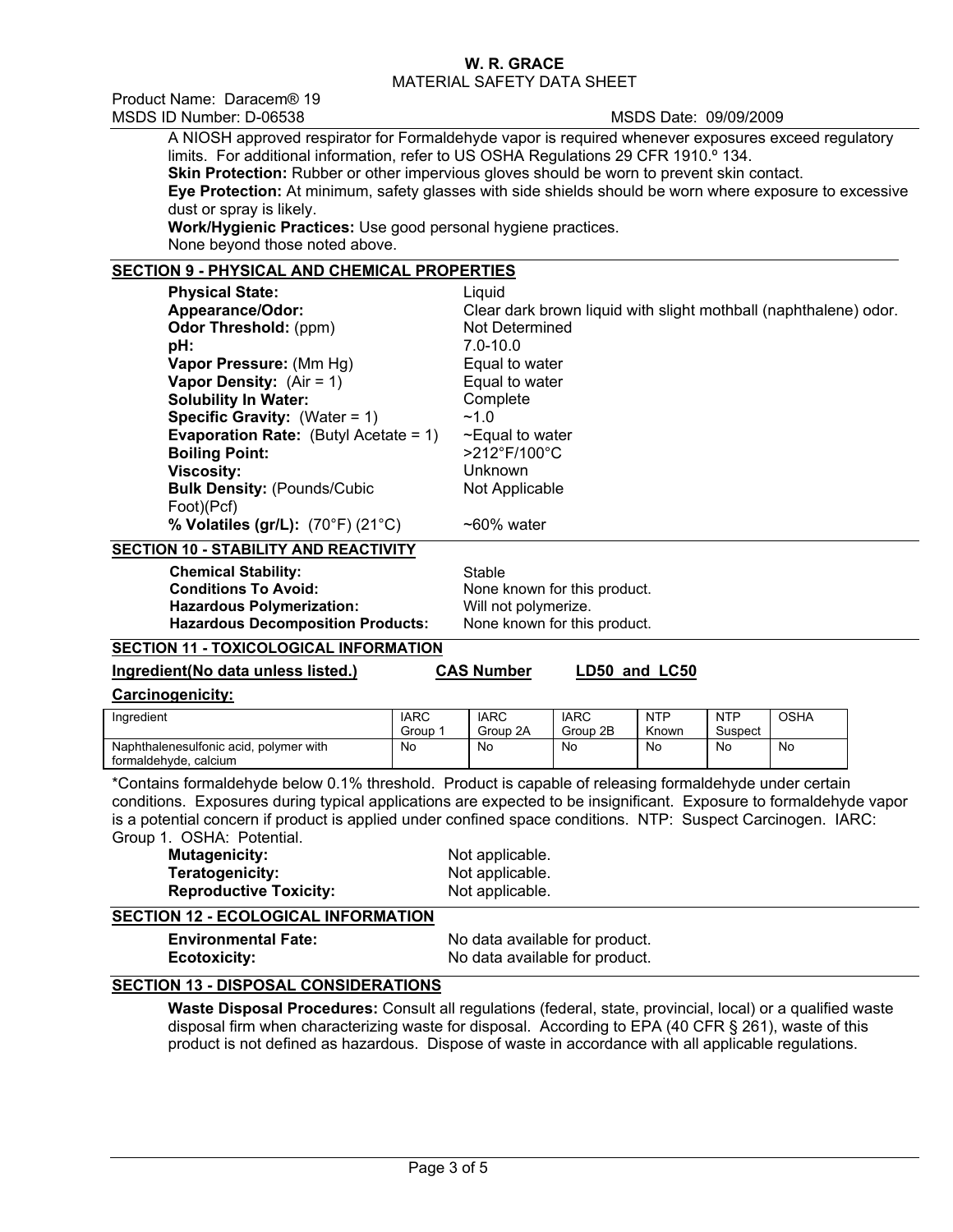A NIOSH approved respirator for Formaldehyde vapor is required whenever exposures exceed regulatory limits. For additional information, refer to US OSHA Regulations 29 CFR 1910.º 134.

**Skin Protection:** Rubber or other impervious gloves should be worn to prevent skin contact.

**Eye Protection:** At minimum, safety glasses with side shields should be worn where exposure to excessive dust or spray is likely.

**Work/Hygienic Practices:** Use good personal hygiene practices.

None beyond those noted above.

## SECTION 9 - PHYSICAL AND CHEMICAL PROPERTIES

| | |
|---|---|
| **Physical State:** | Liquid |
| **Appearance/Odor:** | Clear dark brown liquid with slight mothball (naphthalene) odor. |
| **Odor Threshold:** (ppm) | Not Determined |
| **pH:** | 7.0-10.0 |
| **Vapor Pressure:** (Mm Hg) | Equal to water |
| **Vapor Density:** (Air = 1) | Equal to water |
| **Solubility In Water:** | Complete |
| **Specific Gravity:** (Water = 1) | ~1.0 |
| **Evaporation Rate:** (Butyl Acetate = 1) | ~Equal to water |
| **Boiling Point:** | >212°F/100°C |
| **Viscosity:** | Unknown |
| **Bulk Density:** (Pounds/Cubic Foot)(Pcf) | Not Applicable |
| **% Volatiles (gr/L):** (70°F) (21°C) | ~60% water |

## SECTION 10 - STABILITY AND REACTIVITY

| | |
|---|---|
| **Chemical Stability:** | Stable |
| **Conditions To Avoid:** | None known for this product. |
| **Hazardous Polymerization:** | Will not polymerize. |
| **Hazardous Decomposition Products:** | None known for this product. |

## SECTION 11 - TOXICOLOGICAL INFORMATION

**Ingredient(No data unless listed.)** **CAS Number** **LD50 and LC50**

**Carcinogenicity:**

| Ingredient | IARC Group 1 | IARC Group 2A | IARC Group 2B | NTP Known | NTP Suspect | OSHA |
|---|---|---|---|---|---|---|
| Naphthalenesulfonic acid, polymer with formaldehyde, calcium | No | No | No | No | No | No |

*Contains formaldehyde below 0.1% threshold. Product is capable of releasing formaldehyde under certain conditions. Exposures during typical applications are expected to be insignificant. Exposure to formaldehyde vapor is a potential concern if product is applied under confined space conditions. NTP: Suspect Carcinogen. IARC: Group 1. OSHA: Potential.

| | |
|---|---|
| **Mutagenicity:** | Not applicable. |
| **Teratogenicity:** | Not applicable. |
| **Reproductive Toxicity:** | Not applicable. |

## SECTION 12 - ECOLOGICAL INFORMATION

| | |
|---|---|
| **Environmental Fate:** | No data available for product. |
| **Ecotoxicity:** | No data available for product. |

## SECTION 13 - DISPOSAL CONSIDERATIONS

**Waste Disposal Procedures:** Consult all regulations (federal, state, provincial, local) or a qualified waste disposal firm when characterizing waste for disposal. According to EPA (40 CFR § 261), waste of this product is not defined as hazardous. Dispose of waste in accordance with all applicable regulations.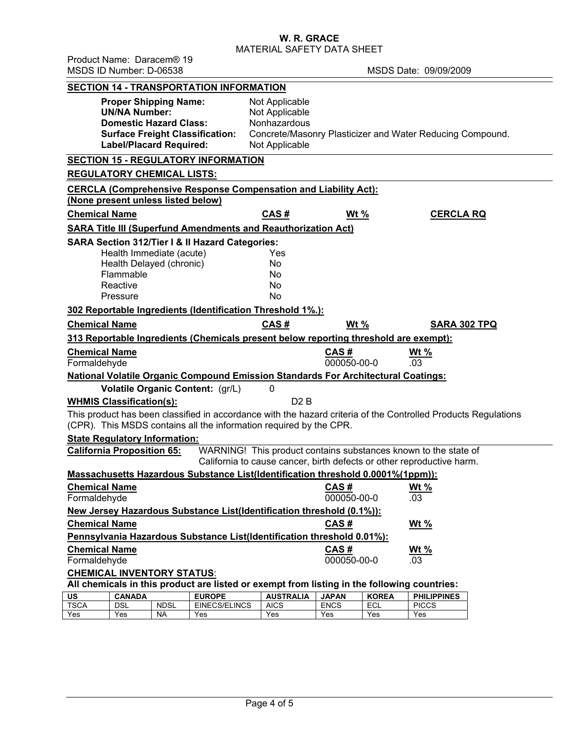## SECTION 14 - TRANSPORTATION INFORMATION

**Proper Shipping Name:** Not Applicable
**UN/NA Number:** Not Applicable
**Domestic Hazard Class:** Nonhazardous
**Surface Freight Classification:** Concrete/Masonry Plasticizer and Water Reducing Compound.
**Label/Placard Required:** Not Applicable

## SECTION 15 - REGULATORY INFORMATION

### REGULATORY CHEMICAL LISTS:

**CERCLA (Comprehensive Response Compensation and Liability Act):**
**(None present unless listed below)**

| Chemical Name | CAS # | Wt % | CERCLA RQ |
|---|---|---|---|

**SARA Title III (Superfund Amendments and Reauthorization Act)**

**SARA Section 312/Tier I & II Hazard Categories:**

| | |
|---|---|
| Health Immediate (acute) | Yes |
| Health Delayed (chronic) | No |
| Flammable | No |
| Reactive | No |
| Pressure | No |

**302 Reportable Ingredients (Identification Threshold 1%.):**

| Chemical Name | CAS # | Wt % | SARA 302 TPQ |
|---|---|---|---|

**313 Reportable Ingredients (Chemicals present below reporting threshold are exempt):**

| Chemical Name | CAS # | Wt % |
|---|---|---|
| Formaldehyde | 000050-00-0 | .03 |

**National Volatile Organic Compound Emission Standards For Architectural Coatings:**

**Volatile Organic Content:** (gr/L) 0

**WHMIS Classification(s):** D2 B

This product has been classified in accordance with the hazard criteria of the Controlled Products Regulations (CPR). This MSDS contains all the information required by the CPR.

**State Regulatory Information:**

**California Proposition 65:** WARNING! This product contains substances known to the state of California to cause cancer, birth defects or other reproductive harm.

**Massachusetts Hazardous Substance List(Identification threshold 0.0001%(1ppm)):**

| Chemical Name | CAS # | Wt % |
|---|---|---|
| Formaldehyde | 000050-00-0 | .03 |

**New Jersey Hazardous Substance List(Identification threshold (0.1%)):**

| Chemical Name | CAS # | Wt % |
|---|---|---|

**Pennsylvania Hazardous Substance List(Identification threshold 0.01%):**

| Chemical Name | CAS # | Wt % |
|---|---|---|
| Formaldehyde | 000050-00-0 | .03 |

**CHEMICAL INVENTORY STATUS**:

**All chemicals in this product are listed or exempt from listing in the following countries:**

| US | CANADA | | EUROPE | AUSTRALIA | JAPAN | KOREA | PHILIPPINES |
|---|---|---|---|---|---|---|---|
| TSCA | DSL | NDSL | EINECS/ELINCS | AICS | ENCS | ECL | PICCS |
| Yes | Yes | NA | Yes | Yes | Yes | Yes | Yes |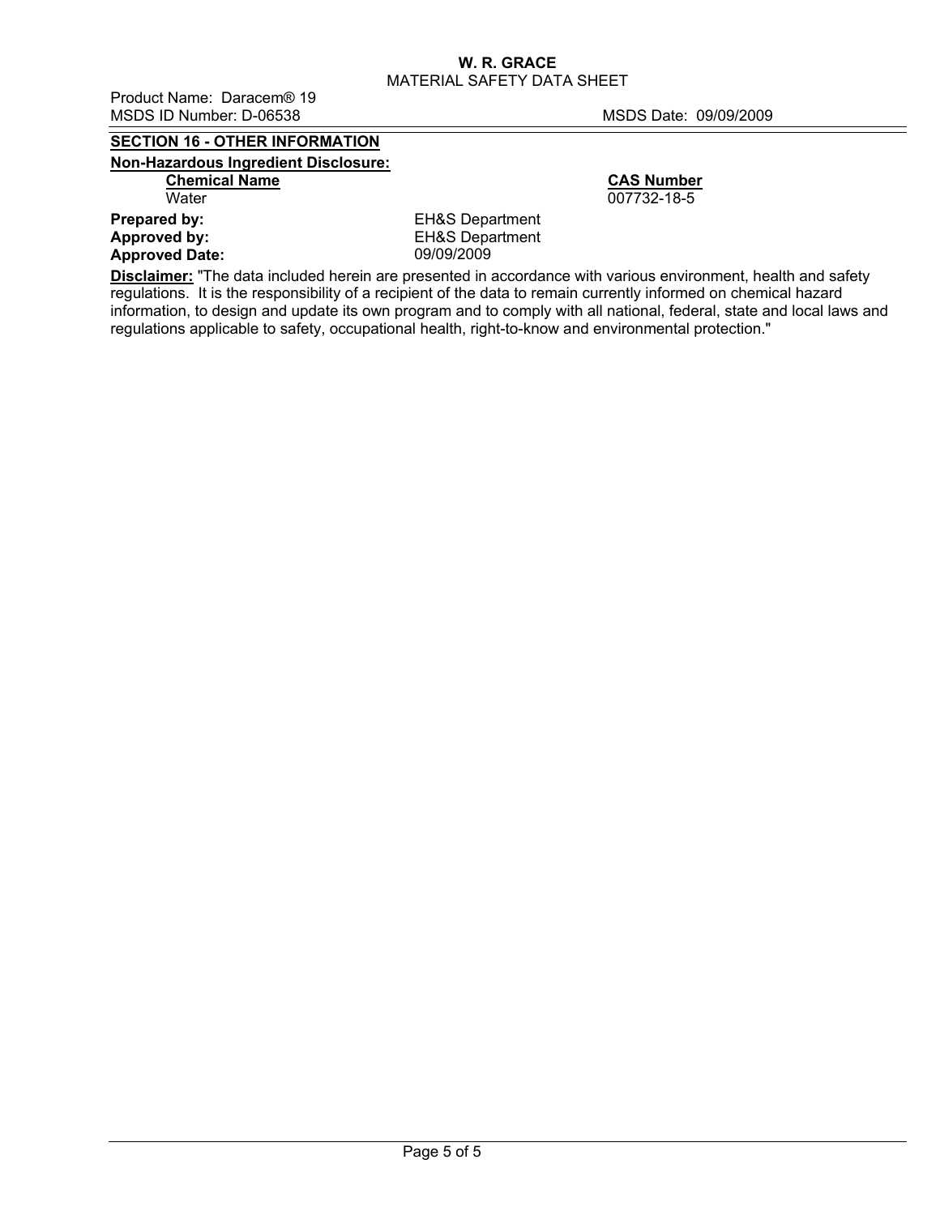## SECTION 16 - OTHER INFORMATION

**Non-Hazardous Ingredient Disclosure:**

| Chemical Name | CAS Number |
| --- | --- |
| Water | 007732-18-5 |

**Prepared by:** EH&S Department
**Approved by:** EH&S Department
**Approved Date:** 09/09/2009

**Disclaimer:** "The data included herein are presented in accordance with various environment, health and safety regulations. It is the responsibility of a recipient of the data to remain currently informed on chemical hazard information, to design and update its own program and to comply with all national, federal, state and local laws and regulations applicable to safety, occupational health, right-to-know and environmental protection."